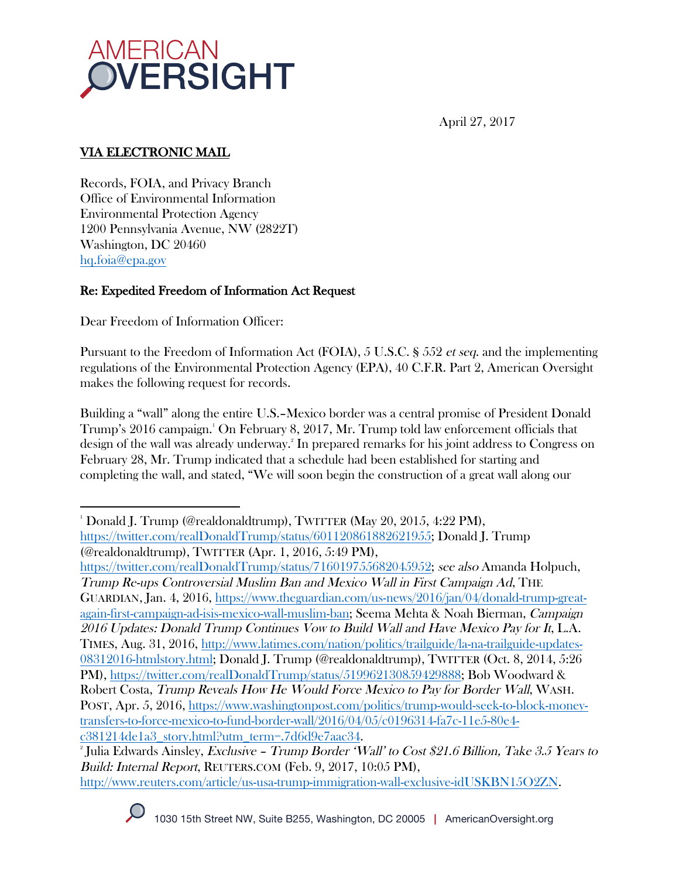# AMERICAN OVERSIGHT

April 27, 2017

**VIA ELECTRONIC MAIL**

Records, FOIA, and Privacy Branch
Office of Environmental Information
Environmental Protection Agency
1200 Pennsylvania Avenue, NW (2822T)
Washington, DC 20460
hq.foia@epa.gov

**Re: Expedited Freedom of Information Act Request**

Dear Freedom of Information Officer:

Pursuant to the Freedom of Information Act (FOIA), 5 U.S.C. § 552 *et seq.* and the implementing regulations of the Environmental Protection Agency (EPA), 40 C.F.R. Part 2, American Oversight makes the following request for records.

Building a "wall" along the entire U.S.–Mexico border was a central promise of President Donald Trump's 2016 campaign.[1] On February 8, 2017, Mr. Trump told law enforcement officials that design of the wall was already underway.[2] In prepared remarks for his joint address to Congress on February 28, Mr. Trump indicated that a schedule had been established for starting and completing the wall, and stated, "We will soon begin the construction of a great wall along our

---

[1] Donald J. Trump (@realdonaldtrump), TWITTER (May 20, 2015, 4:22 PM), https://twitter.com/realDonaldTrump/status/601120861882621955; Donald J. Trump (@realdonaldtrump), TWITTER (Apr. 1, 2016, 5:49 PM), https://twitter.com/realDonaldTrump/status/716019755682045952; *see also* Amanda Holpuch, *Trump Re-ups Controversial Muslim Ban and Mexico Wall in First Campaign Ad*, THE GUARDIAN, Jan. 4, 2016, https://www.theguardian.com/us-news/2016/jan/04/donald-trump-great-again-first-campaign-ad-isis-mexico-wall-muslim-ban; Seema Mehta & Noah Bierman, *Campaign 2016 Updates: Donald Trump Continues Vow to Build Wall and Have Mexico Pay for It*, L.A. TIMES, Aug. 31, 2016, http://www.latimes.com/nation/politics/trailguide/la-na-trailguide-updates-08312016-htmlstory.html; Donald J. Trump (@realdonaldtrump), TWITTER (Oct. 8, 2014, 5:26 PM), https://twitter.com/realDonaldTrump/status/519962130859429888; Bob Woodward & Robert Costa, *Trump Reveals How He Would Force Mexico to Pay for Border Wall*, WASH. POST, Apr. 5, 2016, https://www.washingtonpost.com/politics/trump-would-seek-to-block-money-transfers-to-force-mexico-to-fund-border-wall/2016/04/05/c0196314-fa7c-11e5-80e4-c381214de1a3_story.html?utm_term=.7d6d9e7aac34.

[2] Julia Edwards Ainsley, *Exclusive – Trump Border 'Wall' to Cost $21.6 Billion, Take 3.5 Years to Build: Internal Report*, REUTERS.COM (Feb. 9, 2017, 10:05 PM), http://www.reuters.com/article/us-usa-trump-immigration-wall-exclusive-idUSKBN15O2ZN.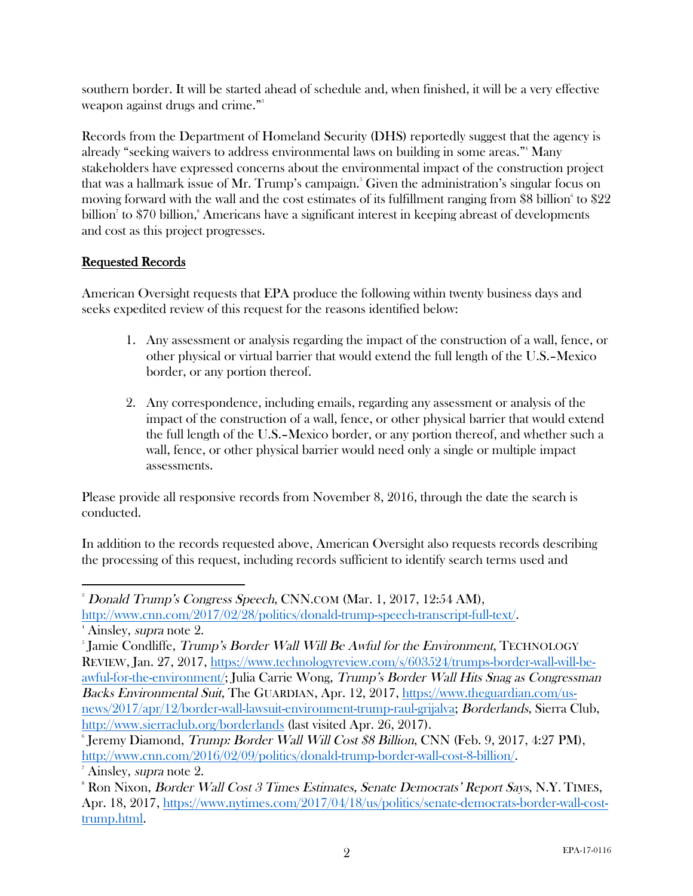southern border. It will be started ahead of schedule and, when finished, it will be a very effective weapon against drugs and crime."[3]

Records from the Department of Homeland Security (DHS) reportedly suggest that the agency is already "seeking waivers to address environmental laws on building in some areas."[4] Many stakeholders have expressed concerns about the environmental impact of the construction project that was a hallmark issue of Mr. Trump's campaign.[5] Given the administration's singular focus on moving forward with the wall and the cost estimates of its fulfillment ranging from $8 billion[6] to $22 billion[7] to $70 billion,[8] Americans have a significant interest in keeping abreast of developments and cost as this project progresses.

## Requested Records

American Oversight requests that EPA produce the following within twenty business days and seeks expedited review of this request for the reasons identified below:

1. Any assessment or analysis regarding the impact of the construction of a wall, fence, or other physical or virtual barrier that would extend the full length of the U.S.–Mexico border, or any portion thereof.

2. Any correspondence, including emails, regarding any assessment or analysis of the impact of the construction of a wall, fence, or other physical barrier that would extend the full length of the U.S.–Mexico border, or any portion thereof, and whether such a wall, fence, or other physical barrier would need only a single or multiple impact assessments.

Please provide all responsive records from November 8, 2016, through the date the search is conducted.

In addition to the records requested above, American Oversight also requests records describing the processing of this request, including records sufficient to identify search terms used and

---

[3] *Donald Trump's Congress Speech*, CNN.COM (Mar. 1, 2017, 12:54 AM), http://www.cnn.com/2017/02/28/politics/donald-trump-speech-transcript-full-text/.

[4] Ainsley, *supra* note 2.

[5] Jamie Condliffe, *Trump's Border Wall Will Be Awful for the Environment*, TECHNOLOGY REVIEW, Jan. 27, 2017, https://www.technologyreview.com/s/603524/trumps-border-wall-will-be-awful-for-the-environment/; Julia Carrie Wong, *Trump's Border Wall Hits Snag as Congressman Backs Environmental Suit*, The GUARDIAN, Apr. 12, 2017, https://www.theguardian.com/us-news/2017/apr/12/border-wall-lawsuit-environment-trump-raul-grijalva; *Borderlands*, Sierra Club, http://www.sierraclub.org/borderlands (last visited Apr. 26, 2017).

[6] Jeremy Diamond, *Trump: Border Wall Will Cost $8 Billion*, CNN (Feb. 9, 2017, 4:27 PM), http://www.cnn.com/2016/02/09/politics/donald-trump-border-wall-cost-8-billion/.

[7] Ainsley, *supra* note 2.

[8] Ron Nixon, *Border Wall Cost 3 Times Estimates, Senate Democrats' Report Says*, N.Y. TIMES, Apr. 18, 2017, https://www.nytimes.com/2017/04/18/us/politics/senate-democrats-border-wall-cost-trump.html.

EPA-17-0116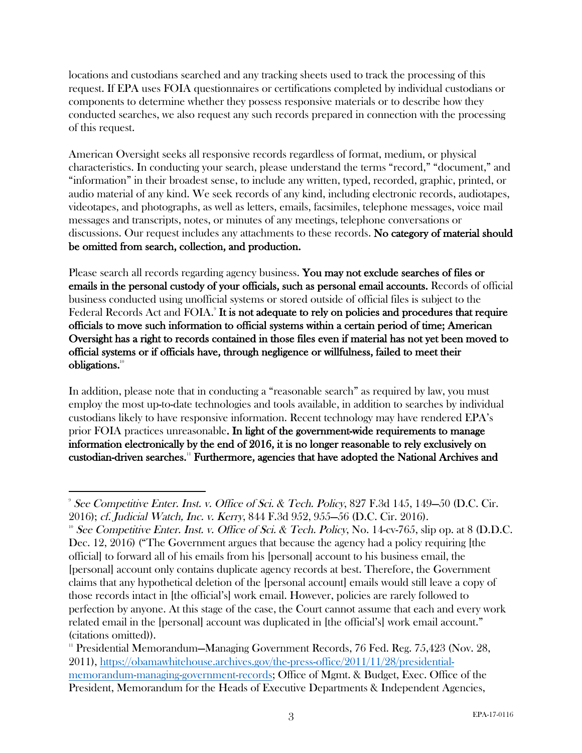locations and custodians searched and any tracking sheets used to track the processing of this request. If EPA uses FOIA questionnaires or certifications completed by individual custodians or components to determine whether they possess responsive materials or to describe how they conducted searches, we also request any such records prepared in connection with the processing of this request.

American Oversight seeks all responsive records regardless of format, medium, or physical characteristics. In conducting your search, please understand the terms "record," "document," and "information" in their broadest sense, to include any written, typed, recorded, graphic, printed, or audio material of any kind. We seek records of any kind, including electronic records, audiotapes, videotapes, and photographs, as well as letters, emails, facsimiles, telephone messages, voice mail messages and transcripts, notes, or minutes of any meetings, telephone conversations or discussions. Our request includes any attachments to these records. **No category of material should be omitted from search, collection, and production.**

Please search all records regarding agency business. **You may not exclude searches of files or emails in the personal custody of your officials, such as personal email accounts.** Records of official business conducted using unofficial systems or stored outside of official files is subject to the Federal Records Act and FOIA.[9] **It is not adequate to rely on policies and procedures that require officials to move such information to official systems within a certain period of time; American Oversight has a right to records contained in those files even if material has not yet been moved to official systems or if officials have, through negligence or willfulness, failed to meet their obligations.**[10]

In addition, please note that in conducting a "reasonable search" as required by law, you must employ the most up-to-date technologies and tools available, in addition to searches by individual custodians likely to have responsive information. Recent technology may have rendered EPA's prior FOIA practices unreasonable. **In light of the government-wide requirements to manage information electronically by the end of 2016, it is no longer reasonable to rely exclusively on custodian-driven searches.**[11] **Furthermore, agencies that have adopted the National Archives and**

---

[9] *See Competitive Enter. Inst. v. Office of Sci. & Tech. Policy*, 827 F.3d 145, 149–50 (D.C. Cir. 2016); *cf. Judicial Watch, Inc. v. Kerry*, 844 F.3d 952, 955–56 (D.C. Cir. 2016).

[10] *See Competitive Enter. Inst. v. Office of Sci. & Tech. Policy*, No. 14-cv-765, slip op. at 8 (D.D.C. Dec. 12, 2016) ("The Government argues that because the agency had a policy requiring [the official] to forward all of his emails from his [personal] account to his business email, the [personal] account only contains duplicate agency records at best. Therefore, the Government claims that any hypothetical deletion of the [personal account] emails would still leave a copy of those records intact in [the official's] work email. However, policies are rarely followed to perfection by anyone. At this stage of the case, the Court cannot assume that each and every work related email in the [personal] account was duplicated in [the official's] work email account." (citations omitted)).

[11] Presidential Memorandum—Managing Government Records, 76 Fed. Reg. 75,423 (Nov. 28, 2011), https://obamawhitehouse.archives.gov/the-press-office/2011/11/28/presidential-memorandum-managing-government-records; Office of Mgmt. & Budget, Exec. Office of the President, Memorandum for the Heads of Executive Departments & Independent Agencies,

EPA-17-0116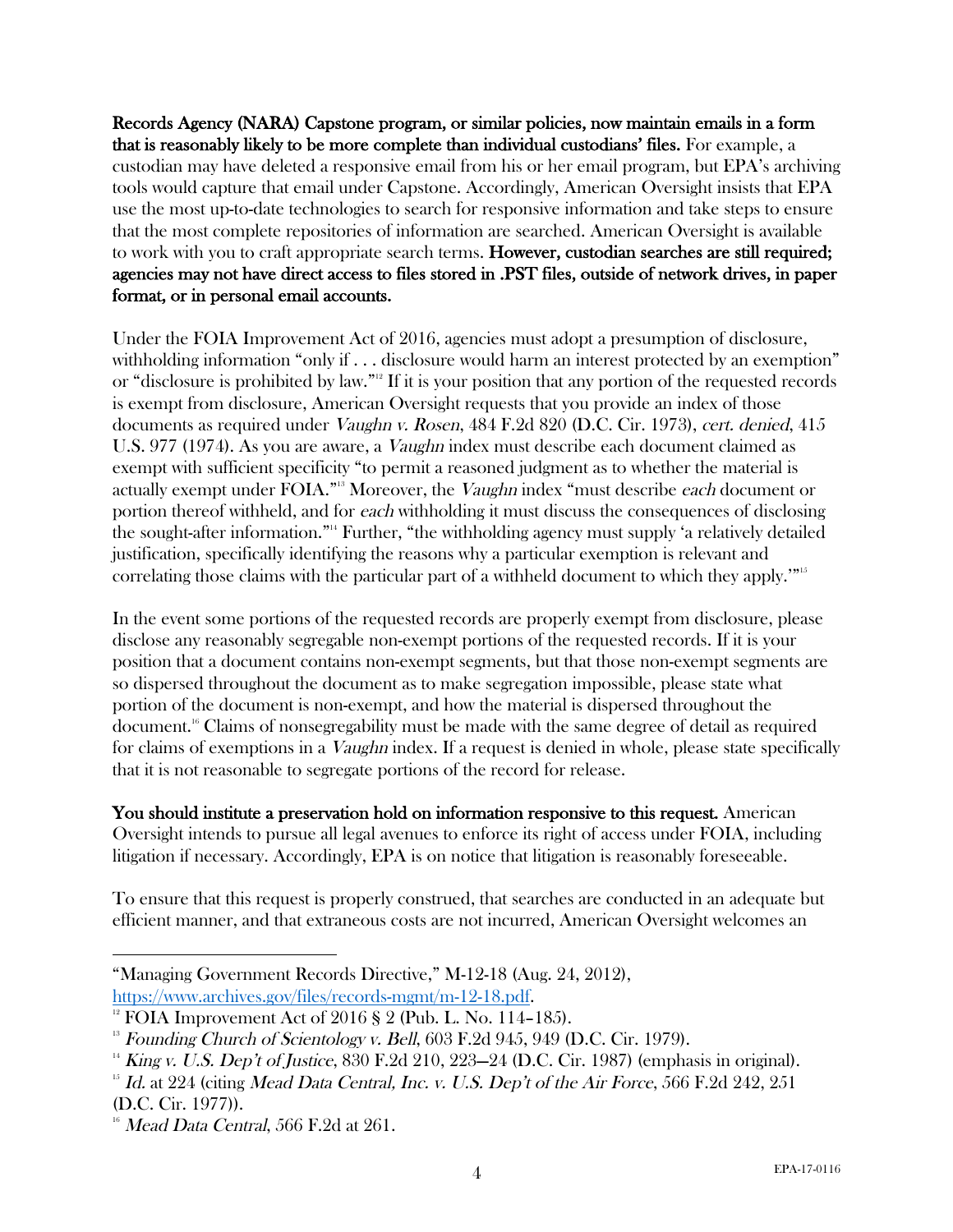**Records Agency (NARA) Capstone program, or similar policies, now maintain emails in a form that is reasonably likely to be more complete than individual custodians' files.** For example, a custodian may have deleted a responsive email from his or her email program, but EPA's archiving tools would capture that email under Capstone. Accordingly, American Oversight insists that EPA use the most up-to-date technologies to search for responsive information and take steps to ensure that the most complete repositories of information are searched. American Oversight is available to work with you to craft appropriate search terms. **However, custodian searches are still required; agencies may not have direct access to files stored in .PST files, outside of network drives, in paper format, or in personal email accounts.**

Under the FOIA Improvement Act of 2016, agencies must adopt a presumption of disclosure, withholding information "only if . . . disclosure would harm an interest protected by an exemption" or "disclosure is prohibited by law."[12] If it is your position that any portion of the requested records is exempt from disclosure, American Oversight requests that you provide an index of those documents as required under *Vaughn v. Rosen*, 484 F.2d 820 (D.C. Cir. 1973), *cert. denied*, 415 U.S. 977 (1974). As you are aware, a *Vaughn* index must describe each document claimed as exempt with sufficient specificity "to permit a reasoned judgment as to whether the material is actually exempt under FOIA."[13] Moreover, the *Vaughn* index "must describe *each* document or portion thereof withheld, and for *each* withholding it must discuss the consequences of disclosing the sought-after information."[14] Further, "the withholding agency must supply 'a relatively detailed justification, specifically identifying the reasons why a particular exemption is relevant and correlating those claims with the particular part of a withheld document to which they apply.'"[15]

In the event some portions of the requested records are properly exempt from disclosure, please disclose any reasonably segregable non-exempt portions of the requested records. If it is your position that a document contains non-exempt segments, but that those non-exempt segments are so dispersed throughout the document as to make segregation impossible, please state what portion of the document is non-exempt, and how the material is dispersed throughout the document.[16] Claims of nonsegregability must be made with the same degree of detail as required for claims of exemptions in a *Vaughn* index. If a request is denied in whole, please state specifically that it is not reasonable to segregate portions of the record for release.

**You should institute a preservation hold on information responsive to this request.** American Oversight intends to pursue all legal avenues to enforce its right of access under FOIA, including litigation if necessary. Accordingly, EPA is on notice that litigation is reasonably foreseeable.

To ensure that this request is properly construed, that searches are conducted in an adequate but efficient manner, and that extraneous costs are not incurred, American Oversight welcomes an

---

"Managing Government Records Directive," M-12-18 (Aug. 24, 2012), https://www.archives.gov/files/records-mgmt/m-12-18.pdf.

[12] FOIA Improvement Act of 2016 § 2 (Pub. L. No. 114–185).

[13] *Founding Church of Scientology v. Bell*, 603 F.2d 945, 949 (D.C. Cir. 1979).

[14] *King v. U.S. Dep't of Justice*, 830 F.2d 210, 223–24 (D.C. Cir. 1987) (emphasis in original).

[15] *Id.* at 224 (citing *Mead Data Central, Inc. v. U.S. Dep't of the Air Force*, 566 F.2d 242, 251 (D.C. Cir. 1977)).

[16] *Mead Data Central*, 566 F.2d at 261.

EPA-17-0116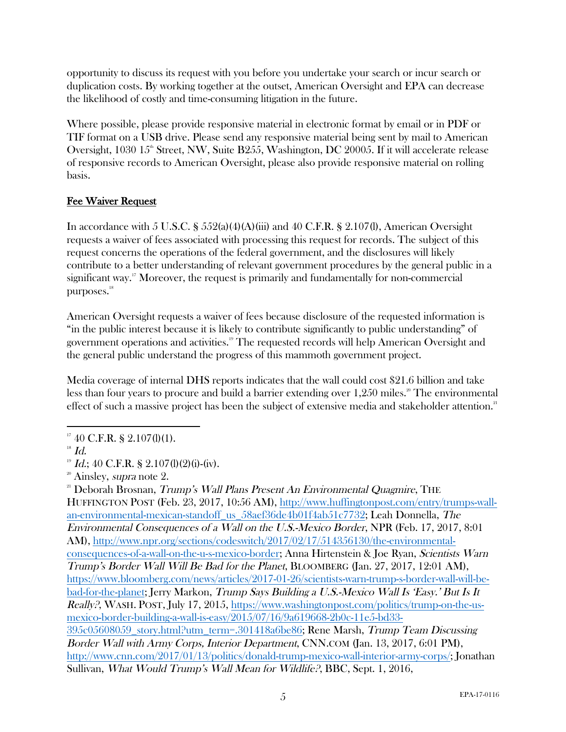opportunity to discuss its request with you before you undertake your search or incur search or duplication costs. By working together at the outset, American Oversight and EPA can decrease the likelihood of costly and time-consuming litigation in the future.

Where possible, please provide responsive material in electronic format by email or in PDF or TIF format on a USB drive. Please send any responsive material being sent by mail to American Oversight, 1030 15th Street, NW, Suite B255, Washington, DC 20005. If it will accelerate release of responsive records to American Oversight, please also provide responsive material on rolling basis.

## Fee Waiver Request

In accordance with 5 U.S.C. § 552(a)(4)(A)(iii) and 40 C.F.R. § 2.107(l), American Oversight requests a waiver of fees associated with processing this request for records. The subject of this request concerns the operations of the federal government, and the disclosures will likely contribute to a better understanding of relevant government procedures by the general public in a significant way.[17] Moreover, the request is primarily and fundamentally for non-commercial purposes.[18]

American Oversight requests a waiver of fees because disclosure of the requested information is "in the public interest because it is likely to contribute significantly to public understanding" of government operations and activities.[19] The requested records will help American Oversight and the general public understand the progress of this mammoth government project.

Media coverage of internal DHS reports indicates that the wall could cost $21.6 billion and take less than four years to procure and build a barrier extending over 1,250 miles.[20] The environmental effect of such a massive project has been the subject of extensive media and stakeholder attention.[21]

---

[17] 40 C.F.R. § 2.107(l)(1).

[18] *Id.*

[19] *Id.*; 40 C.F.R. § 2.107(l)(2)(i)-(iv).

[20] Ainsley, *supra* note 2.

[21] Deborah Brosnan, *Trump's Wall Plans Present An Environmental Quagmire*, THE HUFFINGTON POST (Feb. 23, 2017, 10:56 AM), http://www.huffingtonpost.com/entry/trumps-wall-an-environmental-mexican-standoff_us_58aef36de4b01f4ab51c7732; Leah Donnella, *The Environmental Consequences of a Wall on the U.S.-Mexico Border*, NPR (Feb. 17, 2017, 8:01 AM), http://www.npr.org/sections/codeswitch/2017/02/17/514356130/the-environmental-consequences-of-a-wall-on-the-u-s-mexico-border; Anna Hirtenstein & Joe Ryan, *Scientists Warn Trump's Border Wall Will Be Bad for the Planet*, BLOOMBERG (Jan. 27, 2017, 12:01 AM), https://www.bloomberg.com/news/articles/2017-01-26/scientists-warn-trump-s-border-wall-will-be-bad-for-the-planet; Jerry Markon, *Trump Says Building a U.S.-Mexico Wall Is 'Easy.' But Is It Really?*, WASH. POST, July 17, 2015, https://www.washingtonpost.com/politics/trump-on-the-us-mexico-border-building-a-wall-is-easy/2015/07/16/9a619668-2b0c-11e5-bd33-395c05608059_story.html?utm_term=.301418a6be86; Rene Marsh, *Trump Team Discussing Border Wall with Army Corps, Interior Department*, CNN.COM (Jan. 13, 2017, 6:01 PM), http://www.cnn.com/2017/01/13/politics/donald-trump-mexico-wall-interior-army-corps/; Jonathan Sullivan, *What Would Trump's Wall Mean for Wildlife?*, BBC, Sept. 1, 2016,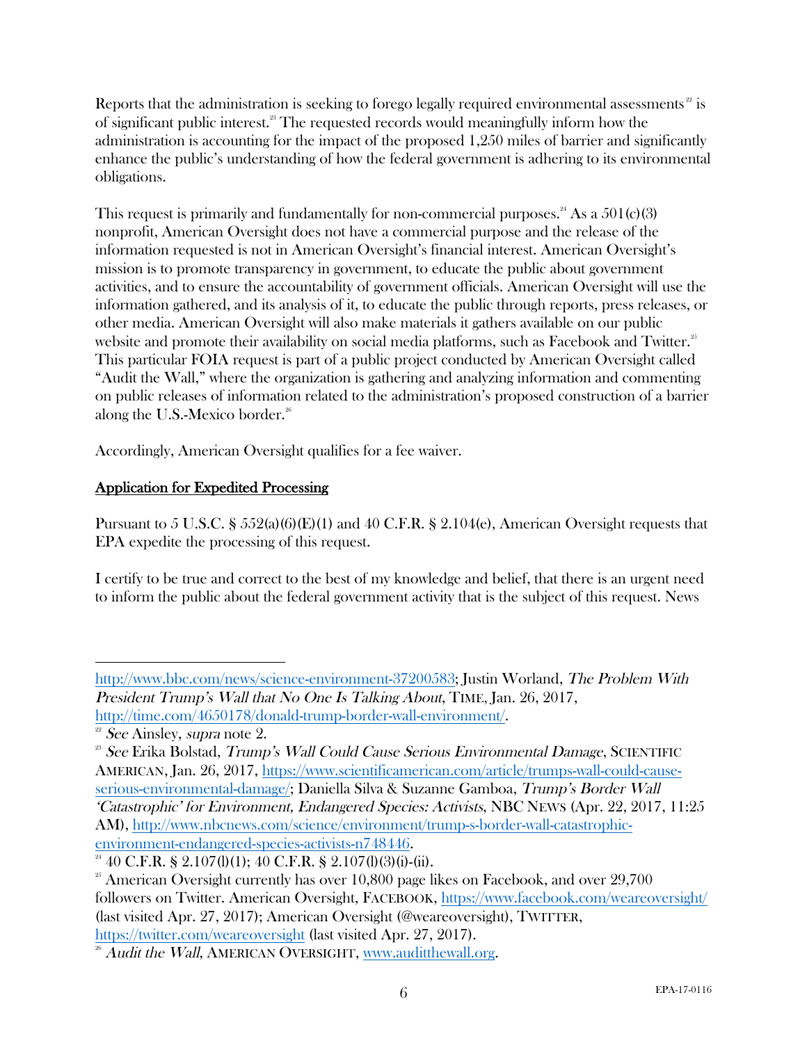Reports that the administration is seeking to forego legally required environmental assessments[22] is of significant public interest.[23] The requested records would meaningfully inform how the administration is accounting for the impact of the proposed 1,250 miles of barrier and significantly enhance the public's understanding of how the federal government is adhering to its environmental obligations.

This request is primarily and fundamentally for non-commercial purposes.[24] As a 501(c)(3) nonprofit, American Oversight does not have a commercial purpose and the release of the information requested is not in American Oversight's financial interest. American Oversight's mission is to promote transparency in government, to educate the public about government activities, and to ensure the accountability of government officials. American Oversight will use the information gathered, and its analysis of it, to educate the public through reports, press releases, or other media. American Oversight will also make materials it gathers available on our public website and promote their availability on social media platforms, such as Facebook and Twitter.[25] This particular FOIA request is part of a public project conducted by American Oversight called "Audit the Wall," where the organization is gathering and analyzing information and commenting on public releases of information related to the administration's proposed construction of a barrier along the U.S.-Mexico border.[26]

Accordingly, American Oversight qualifies for a fee waiver.

## Application for Expedited Processing

Pursuant to 5 U.S.C. § 552(a)(6)(E)(1) and 40 C.F.R. § 2.104(e), American Oversight requests that EPA expedite the processing of this request.

I certify to be true and correct to the best of my knowledge and belief, that there is an urgent need to inform the public about the federal government activity that is the subject of this request. News

---

http://www.bbc.com/news/science-environment-37200583; Justin Worland, *The Problem With President Trump's Wall that No One Is Talking About*, TIME, Jan. 26, 2017, http://time.com/4650178/donald-trump-border-wall-environment/.

[22] *See* Ainsley, *supra* note 2.

[23] *See* Erika Bolstad, *Trump's Wall Could Cause Serious Environmental Damage*, SCIENTIFIC AMERICAN, Jan. 26, 2017, https://www.scientificamerican.com/article/trumps-wall-could-cause-serious-environmental-damage/; Daniella Silva & Suzanne Gamboa, *Trump's Border Wall 'Catastrophic' for Environment, Endangered Species: Activists*, NBC NEWS (Apr. 22, 2017, 11:25 AM), http://www.nbcnews.com/science/environment/trump-s-border-wall-catastrophic-environment-endangered-species-activists-n748446.

[24] 40 C.F.R. § 2.107(l)(1); 40 C.F.R. § 2.107(l)(3)(i)-(ii).

[25] American Oversight currently has over 10,800 page likes on Facebook, and over 29,700 followers on Twitter. American Oversight, FACEBOOK, https://www.facebook.com/weareoversight/ (last visited Apr. 27, 2017); American Oversight (@weareoversight), TWITTER, https://twitter.com/weareoversight (last visited Apr. 27, 2017).

[26] *Audit the Wall*, AMERICAN OVERSIGHT, www.auditthewall.org.

EPA-17-0116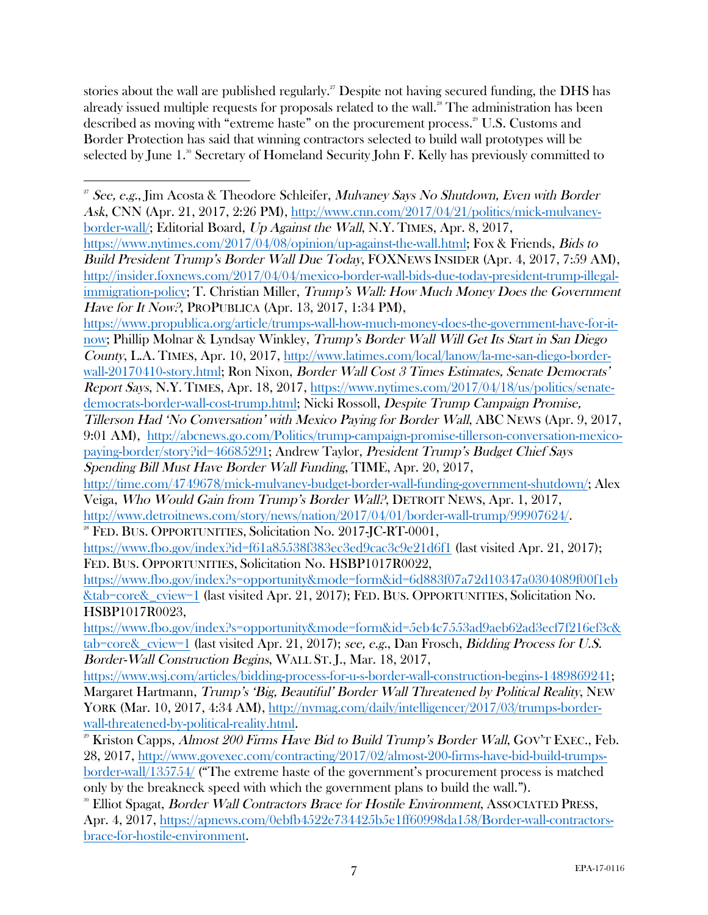stories about the wall are published regularly.[27] Despite not having secured funding, the DHS has already issued multiple requests for proposals related to the wall.[28] The administration has been described as moving with "extreme haste" on the procurement process.[29] U.S. Customs and Border Protection has said that winning contractors selected to build wall prototypes will be selected by June 1.[30] Secretary of Homeland Security John F. Kelly has previously committed to

---

[27] *See, e.g.*, Jim Acosta & Theodore Schleifer, *Mulvaney Says No Shutdown, Even with Border Ask*, CNN (Apr. 21, 2017, 2:26 PM), http://www.cnn.com/2017/04/21/politics/mick-mulvaney-border-wall/; Editorial Board, *Up Against the Wall*, N.Y. TIMES, Apr. 8, 2017, https://www.nytimes.com/2017/04/08/opinion/up-against-the-wall.html; Fox & Friends, *Bids to Build President Trump's Border Wall Due Today*, FOXNEWS INSIDER (Apr. 4, 2017, 7:59 AM), http://insider.foxnews.com/2017/04/04/mexico-border-wall-bids-due-today-president-trump-illegal-immigration-policy; T. Christian Miller, *Trump's Wall: How Much Money Does the Government Have for It Now?*, PROPUBLICA (Apr. 13, 2017, 1:34 PM), https://www.propublica.org/article/trumps-wall-how-much-money-does-the-government-have-for-it-now; Phillip Molnar & Lyndsay Winkley, *Trump's Border Wall Will Get Its Start in San Diego County*, L.A. TIMES, Apr. 10, 2017, http://www.latimes.com/local/lanow/la-me-san-diego-border-wall-20170410-story.html; Ron Nixon, *Border Wall Cost 3 Times Estimates, Senate Democrats' Report Says*, N.Y. TIMES, Apr. 18, 2017, https://www.nytimes.com/2017/04/18/us/politics/senate-democrats-border-wall-cost-trump.html; Nicki Rossoll, *Despite Trump Campaign Promise, Tillerson Had 'No Conversation' with Mexico Paying for Border Wall*, ABC NEWS (Apr. 9, 2017, 9:01 AM), http://abcnews.go.com/Politics/trump-campaign-promise-tillerson-conversation-mexico-paying-border/story?id=46685291; Andrew Taylor, *President Trump's Budget Chief Says Spending Bill Must Have Border Wall Funding*, TIME, Apr. 20, 2017, http://time.com/4749678/mick-mulvaney-budget-border-wall-funding-government-shutdown/; Alex Veiga, *Who Would Gain from Trump's Border Wall?*, DETROIT NEWS, Apr. 1, 2017, http://www.detroitnews.com/story/news/nation/2017/04/01/border-wall-trump/99907624/.

[28] FED. BUS. OPPORTUNITIES, Solicitation No. 2017-JC-RT-0001, https://www.fbo.gov/index?id=f61a85538f383ec3ed9cac3c9e21d6f1 (last visited Apr. 21, 2017); FED. BUS. OPPORTUNITIES, Solicitation No. HSBP1017R0022, https://www.fbo.gov/index?s=opportunity&mode=form&id=6d883f07a72d10347a0304089f00f1eb&tab=core&_cview=1 (last visited Apr. 21, 2017); FED. BUS. OPPORTUNITIES, Solicitation No. HSBP1017R0023, https://www.fbo.gov/index?s=opportunity&mode=form&id=5eb4c7553ad9aeb62ad3ecf7f216ef3c&tab=core&_cview=1 (last visited Apr. 21, 2017); *see, e.g.*, Dan Frosch, *Bidding Process for U.S. Border-Wall Construction Begins*, WALL ST. J., Mar. 18, 2017, https://www.wsj.com/articles/bidding-process-for-u-s-border-wall-construction-begins-1489869241; Margaret Hartmann, *Trump's 'Big, Beautiful' Border Wall Threatened by Political Reality*, NEW YORK (Mar. 10, 2017, 4:34 AM), http://nymag.com/daily/intelligencer/2017/03/trumps-border-wall-threatened-by-political-reality.html.

[29] Kriston Capps, *Almost 200 Firms Have Bid to Build Trump's Border Wall*, GOV'T EXEC., Feb. 28, 2017, http://www.govexec.com/contracting/2017/02/almost-200-firms-have-bid-build-trumps-border-wall/135754/ ("The extreme haste of the government's procurement process is matched only by the breakneck speed with which the government plans to build the wall.").

[30] Elliot Spagat, *Border Wall Contractors Brace for Hostile Environment*, ASSOCIATED PRESS, Apr. 4, 2017, https://apnews.com/0ebfb4522e734425b5e1ff60998da158/Border-wall-contractors-brace-for-hostile-environment.

EPA-17-0116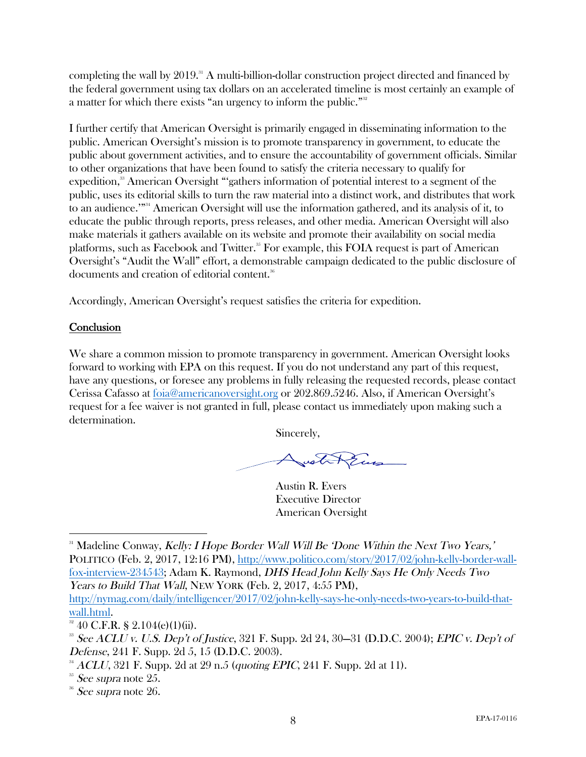completing the wall by 2019.[31] A multi-billion-dollar construction project directed and financed by the federal government using tax dollars on an accelerated timeline is most certainly an example of a matter for which there exists "an urgency to inform the public."[32]

I further certify that American Oversight is primarily engaged in disseminating information to the public. American Oversight's mission is to promote transparency in government, to educate the public about government activities, and to ensure the accountability of government officials. Similar to other organizations that have been found to satisfy the criteria necessary to qualify for expedition,[33] American Oversight "'gathers information of potential interest to a segment of the public, uses its editorial skills to turn the raw material into a distinct work, and distributes that work to an audience.'"[34] American Oversight will use the information gathered, and its analysis of it, to educate the public through reports, press releases, and other media. American Oversight will also make materials it gathers available on its website and promote their availability on social media platforms, such as Facebook and Twitter.[35] For example, this FOIA request is part of American Oversight's "Audit the Wall" effort, a demonstrable campaign dedicated to the public disclosure of documents and creation of editorial content.[36]

Accordingly, American Oversight's request satisfies the criteria for expedition.

## Conclusion

We share a common mission to promote transparency in government. American Oversight looks forward to working with EPA on this request. If you do not understand any part of this request, have any questions, or foresee any problems in fully releasing the requested records, please contact Cerissa Cafasso at foia@americanoversight.org or 202.869.5246. Also, if American Oversight's request for a fee waiver is not granted in full, please contact us immediately upon making such a determination.

Sincerely,

Austin R. Evers
Executive Director
American Oversight

---

[31] Madeline Conway, *Kelly: I Hope Border Wall Will Be 'Done Within the Next Two Years,'* POLITICO (Feb. 2, 2017, 12:16 PM), http://www.politico.com/story/2017/02/john-kelly-border-wall-fox-interview-234543; Adam K. Raymond, *DHS Head John Kelly Says He Only Needs Two Years to Build That Wall*, NEW YORK (Feb. 2, 2017, 4:55 PM), http://nymag.com/daily/intelligencer/2017/02/john-kelly-says-he-only-needs-two-years-to-build-that-wall.html.

[32] 40 C.F.R. § 2.104(e)(1)(ii).

[33] *See ACLU v. U.S. Dep't of Justice*, 321 F. Supp. 2d 24, 30–31 (D.D.C. 2004); *EPIC v. Dep't of Defense*, 241 F. Supp. 2d 5, 15 (D.D.C. 2003).

[34] *ACLU*, 321 F. Supp. 2d at 29 n.5 (*quoting EPIC*, 241 F. Supp. 2d at 11).

[35] *See supra* note 25.

[36] *See supra* note 26.

EPA-17-0116